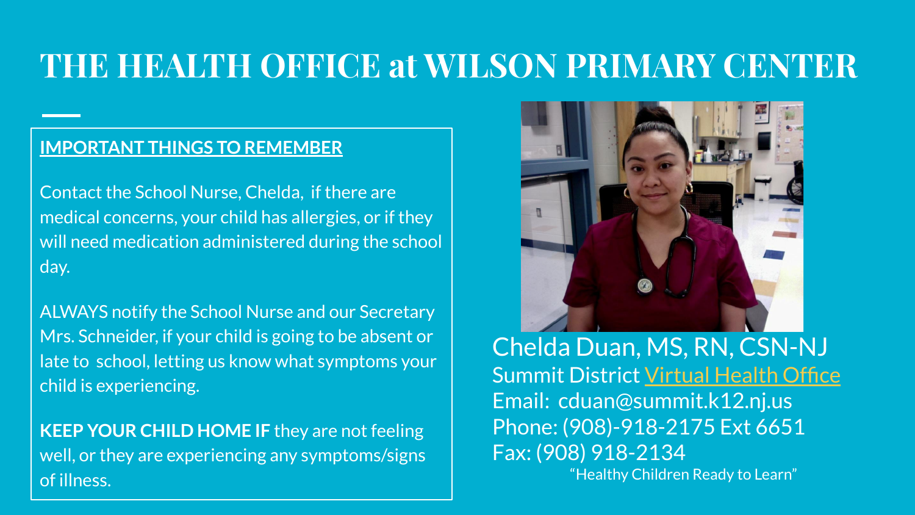# THE HEALTH OFFICE at WILSON PRIMARY CENTER

**IMPORTANT THINGS TO REMEMBER**

Contact the School Nurse, Chelda, if there are medical concerns, your child has allergies, or if they will need medication administered during the school day.

ALWAYS notify the School Nurse and our Secretary Mrs. Schneider, if your child is going to be absent or late to school, letting us know what symptoms your child is experiencing.

**KEEP YOUR CHILD HOME IF** they are not feeling well, or they are experiencing any symptoms/signs of illness.

Chelda Duan, MS, RN, CSN-NJ
Summit District Virtual Health Office
Email: cduan@summit.k12.nj.us
Phone: (908)-918-2175 Ext 6651
Fax: (908) 918-2134

"Healthy Children Ready to Learn"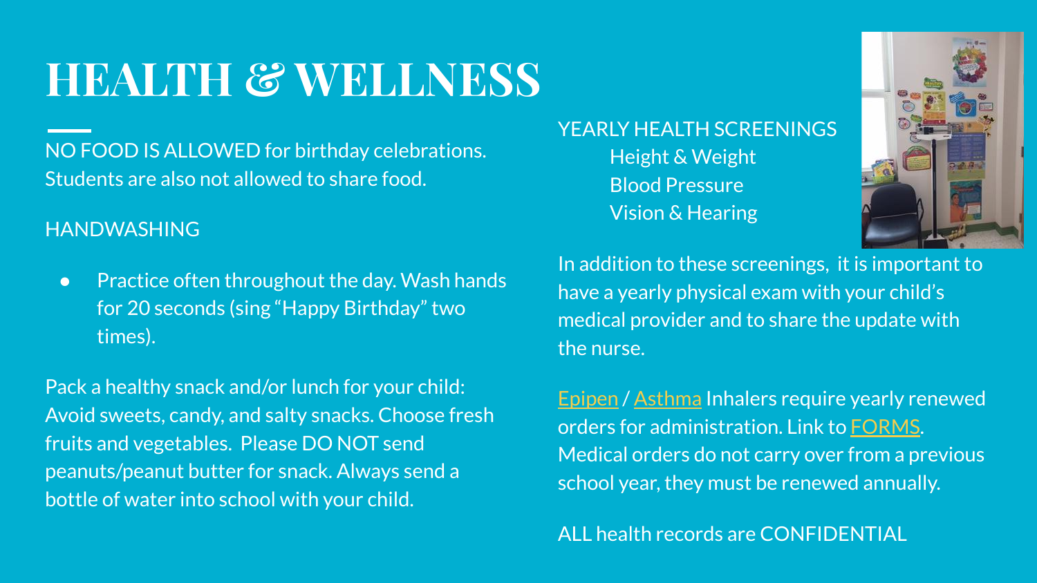# HEALTH & WELLNESS

NO FOOD IS ALLOWED for birthday celebrations. Students are also not allowed to share food.

HANDWASHING

- Practice often throughout the day. Wash hands for 20 seconds (sing "Happy Birthday" two times).

Pack a healthy snack and/or lunch for your child: Avoid sweets, candy, and salty snacks. Choose fresh fruits and vegetables. Please DO NOT send peanuts/peanut butter for snack. Always send a bottle of water into school with your child.

YEARLY HEALTH SCREENINGS

- Height & Weight
- Blood Pressure
- Vision & Hearing

In addition to these screenings, it is important to have a yearly physical exam with your child's medical provider and to share the update with the nurse.

Epipen / Asthma Inhalers require yearly renewed orders for administration. Link to FORMS. Medical orders do not carry over from a previous school year, they must be renewed annually.

ALL health records are CONFIDENTIAL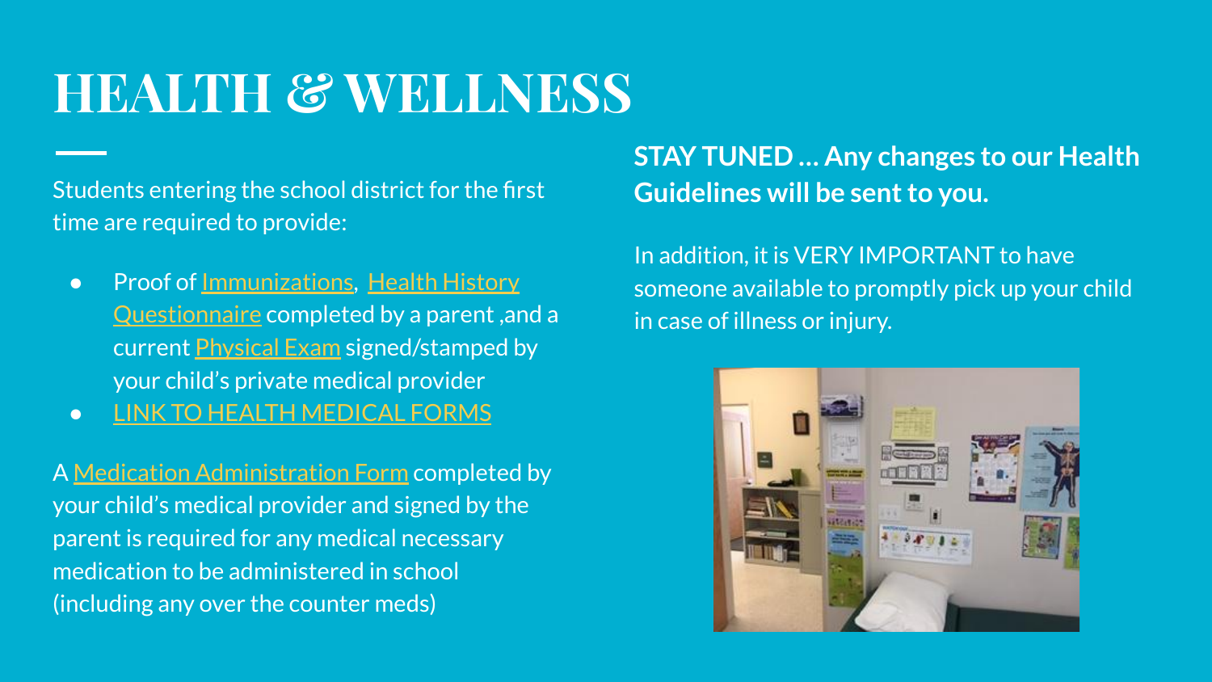# HEALTH & WELLNESS

Students entering the school district for the first time are required to provide:

- Proof of Immunizations, Health History Questionnaire completed by a parent ,and a current Physical Exam signed/stamped by your child's private medical provider
- LINK TO HEALTH MEDICAL FORMS

A Medication Administration Form completed by your child's medical provider and signed by the parent is required for any medical necessary medication to be administered in school (including any over the counter meds)

**STAY TUNED … Any changes to our Health Guidelines will be sent to you.**

In addition, it is VERY IMPORTANT to have someone available to promptly pick up your child in case of illness or injury.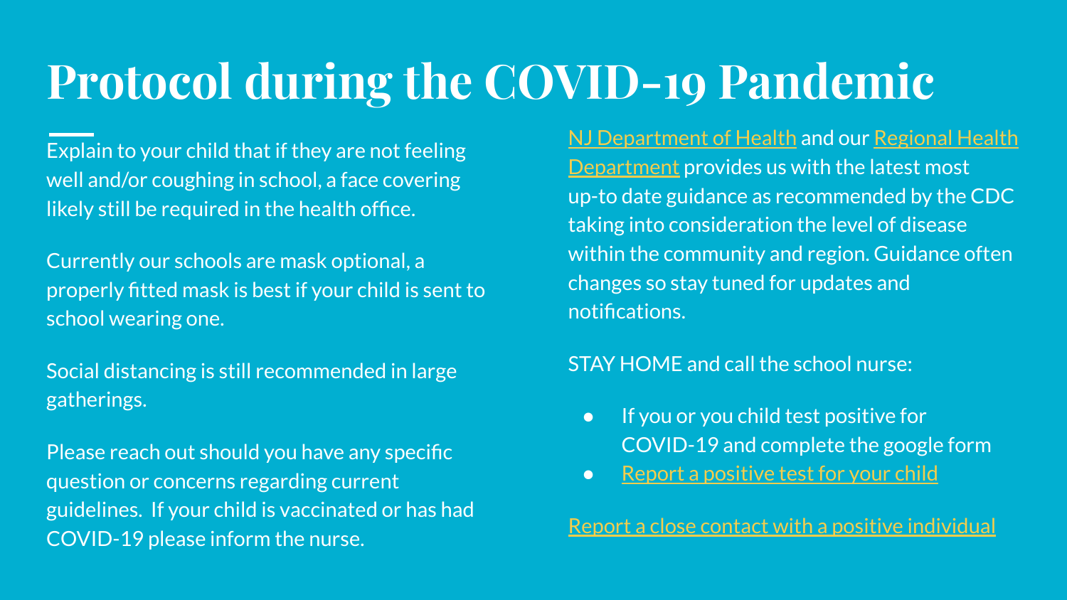# Protocol during the COVID-19 Pandemic

Explain to your child that if they are not feeling well and/or coughing in school, a face covering likely still be required in the health office.

Currently our schools are mask optional, a properly fitted mask is best if your child is sent to school wearing one.

Social distancing is still recommended in large gatherings.

Please reach out should you have any specific question or concerns regarding current guidelines. If your child is vaccinated or has had COVID-19 please inform the nurse.

NJ Department of Health and our Regional Health Department provides us with the latest most up-to date guidance as recommended by the CDC taking into consideration the level of disease within the community and region. Guidance often changes so stay tuned for updates and notifications.

STAY HOME and call the school nurse:

- If you or you child test positive for COVID-19 and complete the google form
- Report a positive test for your child

Report a close contact with a positive individual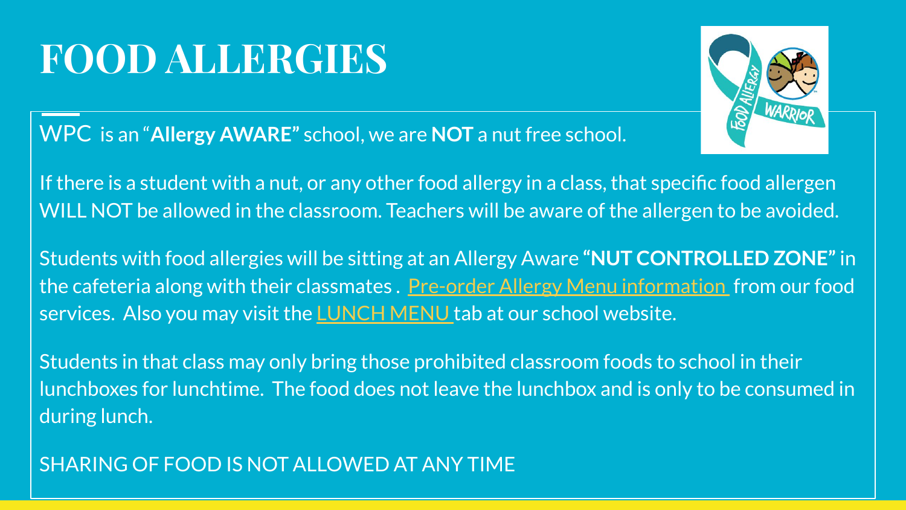# FOOD ALLERGIES

WPC is an "**Allergy AWARE**" school, we are **NOT** a nut free school.

If there is a student with a nut, or any other food allergy in a class, that specific food allergen WILL NOT be allowed in the classroom. Teachers will be aware of the allergen to be avoided.

Students with food allergies will be sitting at an Allergy Aware **"NUT CONTROLLED ZONE"** in the cafeteria along with their classmates . Pre-order Allergy Menu information from our food services. Also you may visit the LUNCH MENU tab at our school website.

Students in that class may only bring those prohibited classroom foods to school in their lunchboxes for lunchtime. The food does not leave the lunchbox and is only to be consumed in during lunch.

SHARING OF FOOD IS NOT ALLOWED AT ANY TIME